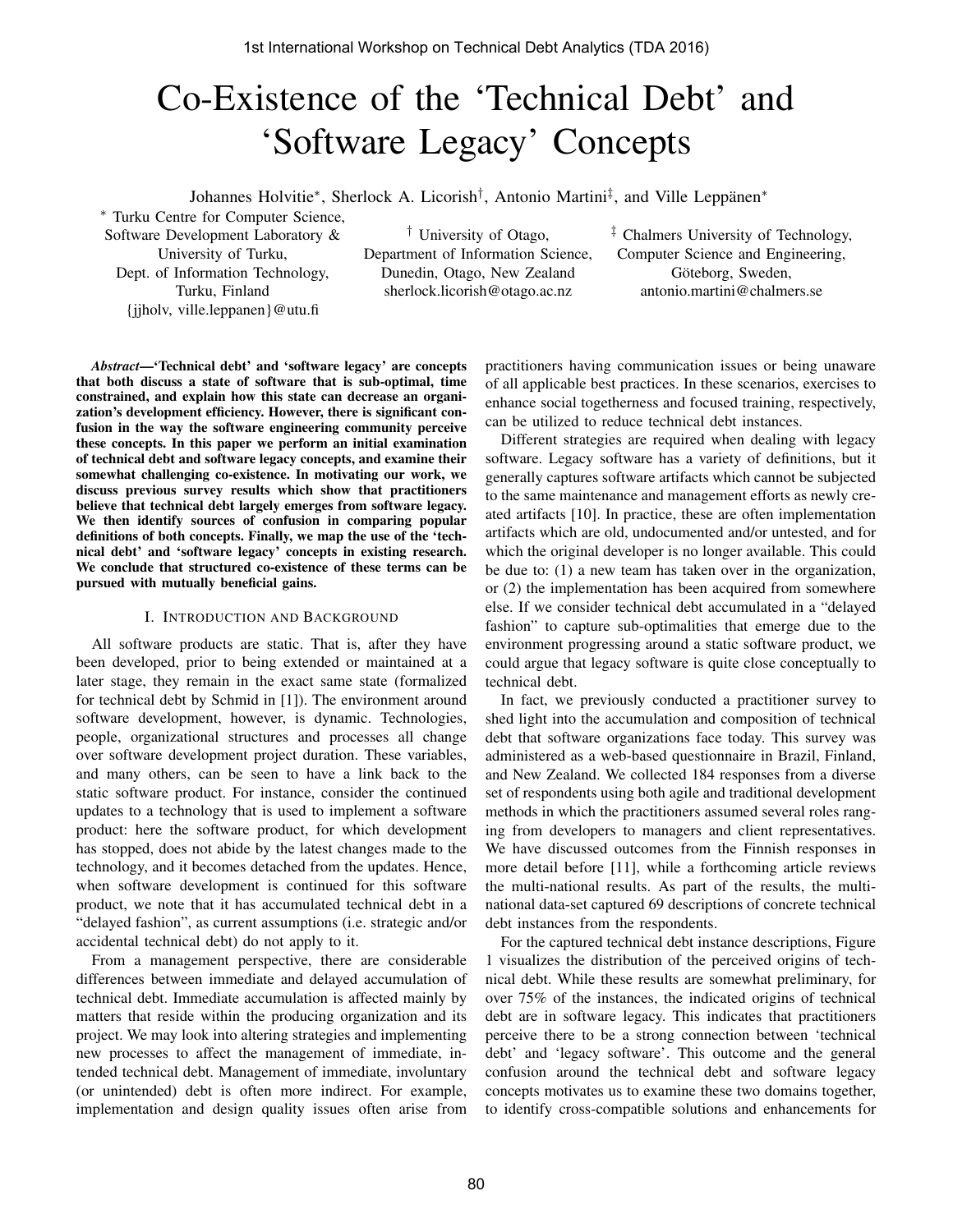# Co-Existence of the 'Technical Debt' and 'Software Legacy' Concepts

Johannes Holvitie*, Sherlock A. Licorish†, Antonio Martini‡, and Ville Leppänen*

\* Turku Centre for Computer Science, Software Development Laboratory & University of Turku, Dept. of Information Technology, Turku, Finland {jjholv, ville.leppanen}@utu.fi

† University of Otago, Department of Information Science, Dunedin, Otago, New Zealand sherlock.licorish@otago.ac.nz

‡ Chalmers University of Technology, Computer Science and Engineering, Göteborg, Sweden, antonio.martini@chalmers.se

***Abstract*—'Technical debt' and 'software legacy' are concepts that both discuss a state of software that is sub-optimal, time constrained, and explain how this state can decrease an organization's development efficiency. However, there is significant confusion in the way the software engineering community perceive these concepts. In this paper we perform an initial examination of technical debt and software legacy concepts, and examine their somewhat challenging co-existence. In motivating our work, we discuss previous survey results which show that practitioners believe that technical debt largely emerges from software legacy. We then identify sources of confusion in comparing popular definitions of both concepts. Finally, we map the use of the 'technical debt' and 'software legacy' concepts in existing research. We conclude that structured co-existence of these terms can be pursued with mutually beneficial gains.**

## I. Introduction and Background

All software products are static. That is, after they have been developed, prior to being extended or maintained at a later stage, they remain in the exact same state (formalized for technical debt by Schmid in [1]). The environment around software development, however, is dynamic. Technologies, people, organizational structures and processes all change over software development project duration. These variables, and many others, can be seen to have a link back to the static software product. For instance, consider the continued updates to a technology that is used to implement a software product: here the software product, for which development has stopped, does not abide by the latest changes made to the technology, and it becomes detached from the updates. Hence, when software development is continued for this software product, we note that it has accumulated technical debt in a "delayed fashion", as current assumptions (i.e. strategic and/or accidental technical debt) do not apply to it.

From a management perspective, there are considerable differences between immediate and delayed accumulation of technical debt. Immediate accumulation is affected mainly by matters that reside within the producing organization and its project. We may look into altering strategies and implementing new processes to affect the management of immediate, intended technical debt. Management of immediate, involuntary (or unintended) debt is often more indirect. For example, implementation and design quality issues often arise from practitioners having communication issues or being unaware of all applicable best practices. In these scenarios, exercises to enhance social togetherness and focused training, respectively, can be utilized to reduce technical debt instances.

Different strategies are required when dealing with legacy software. Legacy software has a variety of definitions, but it generally captures software artifacts which cannot be subjected to the same maintenance and management efforts as newly created artifacts [10]. In practice, these are often implementation artifacts which are old, undocumented and/or untested, and for which the original developer is no longer available. This could be due to: (1) a new team has taken over in the organization, or (2) the implementation has been acquired from somewhere else. If we consider technical debt accumulated in a "delayed fashion" to capture sub-optimalities that emerge due to the environment progressing around a static software product, we could argue that legacy software is quite close conceptually to technical debt.

In fact, we previously conducted a practitioner survey to shed light into the accumulation and composition of technical debt that software organizations face today. This survey was administered as a web-based questionnaire in Brazil, Finland, and New Zealand. We collected 184 responses from a diverse set of respondents using both agile and traditional development methods in which the practitioners assumed several roles ranging from developers to managers and client representatives. We have discussed outcomes from the Finnish responses in more detail before [11], while a forthcoming article reviews the multi-national results. As part of the results, the multi-national data-set captured 69 descriptions of concrete technical debt instances from the respondents.

For the captured technical debt instance descriptions, Figure 1 visualizes the distribution of the perceived origins of technical debt. While these results are somewhat preliminary, for over 75% of the instances, the indicated origins of technical debt are in software legacy. This indicates that practitioners perceive there to be a strong connection between 'technical debt' and 'legacy software'. This outcome and the general confusion around the technical debt and software legacy concepts motivates us to examine these two domains together, to identify cross-compatible solutions and enhancements for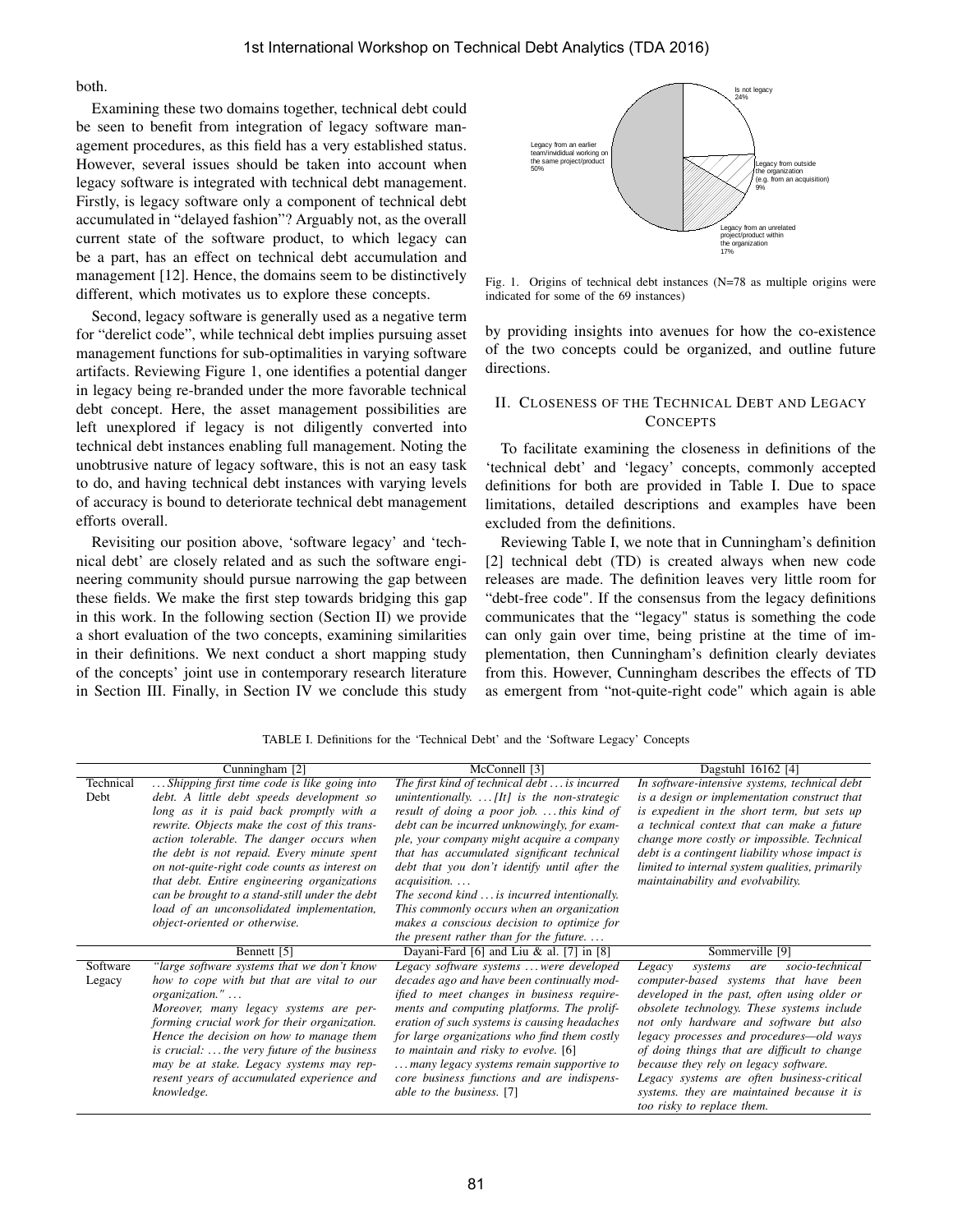both.

Examining these two domains together, technical debt could be seen to benefit from integration of legacy software management procedures, as this field has a very established status. However, several issues should be taken into account when legacy software is integrated with technical debt management. Firstly, is legacy software only a component of technical debt accumulated in "delayed fashion"? Arguably not, as the overall current state of the software product, to which legacy can be a part, has an effect on technical debt accumulation and management [12]. Hence, the domains seem to be distinctively different, which motivates us to explore these concepts.

Second, legacy software is generally used as a negative term for "derelict code", while technical debt implies pursuing asset management functions for sub-optimalities in varying software artifacts. Reviewing Figure 1, one identifies a potential danger in legacy being re-branded under the more favorable technical debt concept. Here, the asset management possibilities are left unexplored if legacy is not diligently converted into technical debt instances enabling full management. Noting the unobtrusive nature of legacy software, this is not an easy task to do, and having technical debt instances with varying levels of accuracy is bound to deteriorate technical debt management efforts overall.

Revisiting our position above, 'software legacy' and 'technical debt' are closely related and as such the software engineering community should pursue narrowing the gap between these fields. We make the first step towards bridging this gap in this work. In the following section (Section II) we provide a short evaluation of the two concepts, examining similarities in their definitions. We next conduct a short mapping study of the concepts' joint use in contemporary research literature in Section III. Finally, in Section IV we conclude this study by providing insights into avenues for how the co-existence of the two concepts could be organized, and outline future directions.

Is not legacy 24%; Legacy from outside the organization (e.g. from an acquisition) 9%; Legacy from an unrelated project/product within the organization 17%; Legacy from an earlier team/inividual working on the same project/product 50%

Fig. 1. Origins of technical debt instances (N=78 as multiple origins were indicated for some of the 69 instances)

## II. Closeness of the Technical Debt and Legacy Concepts

To facilitate examining the closeness in definitions of the 'technical debt' and 'legacy' concepts, commonly accepted definitions for both are provided in Table I. Due to space limitations, detailed descriptions and examples have been excluded from the definitions.

Reviewing Table I, we note that in Cunningham's definition [2] technical debt (TD) is created always when new code releases are made. The definition leaves very little room for "debt-free code". If the consensus from the legacy definitions communicates that the "legacy" status is something the code can only gain over time, being pristine at the time of implementation, then Cunningham's definition clearly deviates from this. However, Cunningham describes the effects of TD as emergent from "not-quite-right code" which again is able

TABLE I. Definitions for the 'Technical Debt' and the 'Software Legacy' Concepts

| | Cunningham [2] | McConnell [3] | Dagstuhl 16162 [4] |
|---|---|---|---|
| Technical Debt | *... Shipping first time code is like going into debt. A little debt speeds development so long as it is paid back promptly with a rewrite. Objects make the cost of this transaction tolerable. The danger occurs when the debt is not repaid. Every minute spent on not-quite-right code counts as interest on that debt. Entire engineering organizations can be brought to a stand-still under the debt load of an unconsolidated implementation, object-oriented or otherwise.* | *The first kind of technical debt ... is incurred unintentionally. ... [It] is the non-strategic result of doing a poor job. ... this kind of debt can be incurred unknowingly, for example, your company might acquire a company that has accumulated significant technical debt that you don't identify until after the acquisition. ... The second kind ... is incurred intentionally. This commonly occurs when an organization makes a conscious decision to optimize for the present rather than for the future. ...* | *In software-intensive systems, technical debt is a design or implementation construct that is expedient in the short term, but sets up a technical context that can make a future change more costly or impossible. Technical debt is a contingent liability whose impact is limited to internal system qualities, primarily maintainability and evolvability.* |
| | Bennett [5] | Dayani-Fard [6] and Liu & al. [7] in [8] | Sommerville [9] |
| Software Legacy | *"large software systems that we don't know how to cope with but that are vital to our organization." ... Moreover, many legacy systems are performing crucial work for their organization. Hence the decision on how to manage them is crucial: ... the very future of the business may be at stake. Legacy systems may represent years of accumulated experience and knowledge.* | *Legacy software systems ... were developed decades ago and have been continually modified to meet changes in business requirements and computing platforms. The proliferation of such systems is causing headaches for large organizations who find them costly to maintain and risky to evolve.* [6] *... many legacy systems remain supportive to core business functions and are indispensable to the business.* [7] | *Legacy systems are socio-technical computer-based systems that have been developed in the past, often using older or obsolete technology. These systems include not only hardware and software but also legacy processes and procedures—old ways of doing things that are difficult to change because they rely on legacy software. Legacy systems are often business-critical systems. they are maintained because it is too risky to replace them.* |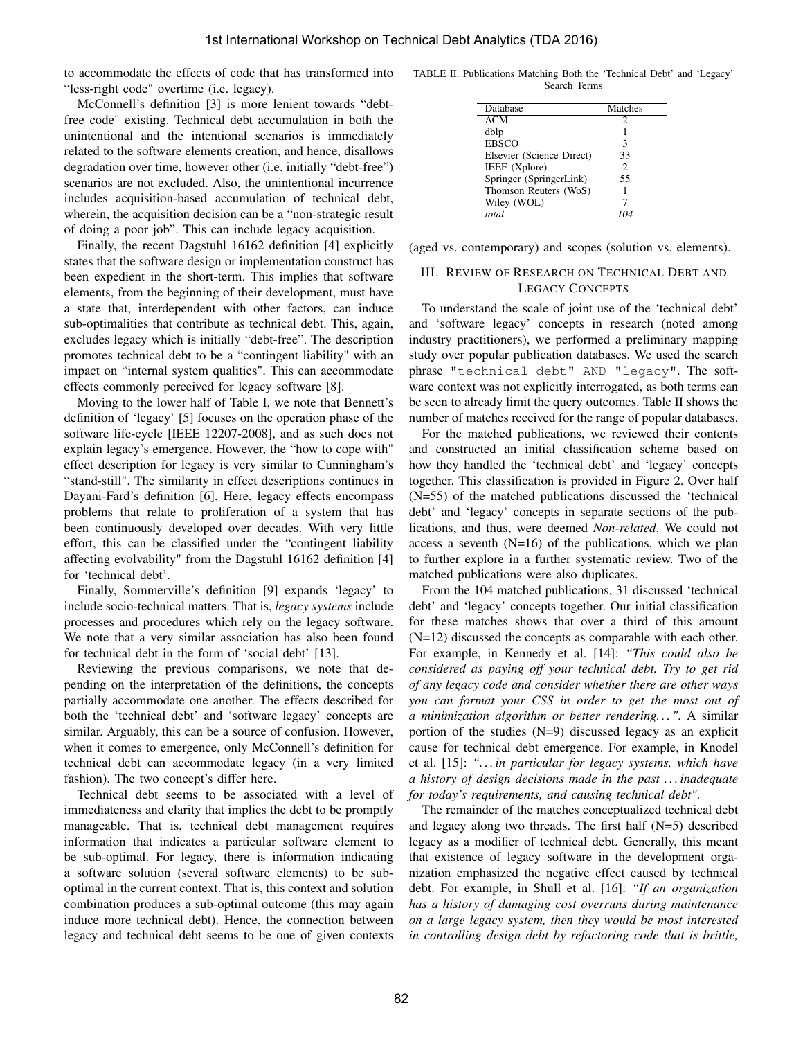to accommodate the effects of code that has transformed into "less-right code" overtime (i.e. legacy).

McConnell's definition [3] is more lenient towards "debt-free code" existing. Technical debt accumulation in both the unintentional and the intentional scenarios is immediately related to the software elements creation, and hence, disallows degradation over time, however other (i.e. initially "debt-free") scenarios are not excluded. Also, the unintentional incurrence includes acquisition-based accumulation of technical debt, wherein, the acquisition decision can be a "non-strategic result of doing a poor job". This can include legacy acquisition.

Finally, the recent Dagstuhl 16162 definition [4] explicitly states that the software design or implementation construct has been expedient in the short-term. This implies that software elements, from the beginning of their development, must have a state that, interdependent with other factors, can induce sub-optimalities that contribute as technical debt. This, again, excludes legacy which is initially "debt-free". The description promotes technical debt to be a "contingent liability" with an impact on "internal system qualities". This can accommodate effects commonly perceived for legacy software [8].

Moving to the lower half of Table I, we note that Bennett's definition of 'legacy' [5] focuses on the operation phase of the software life-cycle [IEEE 12207-2008], and as such does not explain legacy's emergence. However, the "how to cope with" effect description for legacy is very similar to Cunningham's "stand-still". The similarity in effect descriptions continues in Dayani-Fard's definition [6]. Here, legacy effects encompass problems that relate to proliferation of a system that has been continuously developed over decades. With very little effort, this can be classified under the "contingent liability affecting evolvability" from the Dagstuhl 16162 definition [4] for 'technical debt'.

Finally, Sommerville's definition [9] expands 'legacy' to include socio-technical matters. That is, *legacy systems* include processes and procedures which rely on the legacy software. We note that a very similar association has also been found for technical debt in the form of 'social debt' [13].

Reviewing the previous comparisons, we note that depending on the interpretation of the definitions, the concepts partially accommodate one another. The effects described for both the 'technical debt' and 'software legacy' concepts are similar. Arguably, this can be a source of confusion. However, when it comes to emergence, only McConnell's definition for technical debt can accommodate legacy (in a very limited fashion). The two concept's differ here.

Technical debt seems to be associated with a level of immediateness and clarity that implies the debt to be promptly manageable. That is, technical debt management requires information that indicates a particular software element to be sub-optimal. For legacy, there is information indicating a software solution (several software elements) to be sub-optimal in the current context. That is, this context and solution combination produces a sub-optimal outcome (this may again induce more technical debt). Hence, the connection between legacy and technical debt seems to be one of given contexts (aged vs. contemporary) and scopes (solution vs. elements).

TABLE II. Publications Matching Both the 'Technical Debt' and 'Legacy' Search Terms

| Database | Matches |
|---|---|
| ACM | 2 |
| dblp | 1 |
| EBSCO | 3 |
| Elsevier (Science Direct) | 33 |
| IEEE (Xplore) | 2 |
| Springer (SpringerLink) | 55 |
| Thomson Reuters (WoS) | 1 |
| Wiley (WOL) | 7 |
| *total* | *104* |

## III. Review of Research on Technical Debt and Legacy Concepts

To understand the scale of joint use of the 'technical debt' and 'software legacy' concepts in research (noted among industry practitioners), we performed a preliminary mapping study over popular publication databases. We used the search phrase `"technical debt" AND "legacy"`. The software context was not explicitly interrogated, as both terms can be seen to already limit the query outcomes. Table II shows the number of matches received for the range of popular databases.

For the matched publications, we reviewed their contents and constructed an initial classification scheme based on how they handled the 'technical debt' and 'legacy' concepts together. This classification is provided in Figure 2. Over half (N=55) of the matched publications discussed the 'technical debt' and 'legacy' concepts in separate sections of the publications, and thus, were deemed *Non-related*. We could not access a seventh (N=16) of the publications, which we plan to further explore in a further systematic review. Two of the matched publications were also duplicates.

From the 104 matched publications, 31 discussed 'technical debt' and 'legacy' concepts together. Our initial classification for these matches shows that over a third of this amount (N=12) discussed the concepts as comparable with each other. For example, in Kennedy et al. [14]: *"This could also be considered as paying off your technical debt. Try to get rid of any legacy code and consider whether there are other ways you can format your CSS in order to get the most out of a minimization algorithm or better rendering…"*. A similar portion of the studies (N=9) discussed legacy as an explicit cause for technical debt emergence. For example, in Knodel et al. [15]: *"…in particular for legacy systems, which have a history of design decisions made in the past … inadequate for today's requirements, and causing technical debt"*.

The remainder of the matches conceptualized technical debt and legacy along two threads. The first half (N=5) described legacy as a modifier of technical debt. Generally, this meant that existence of legacy software in the development organization emphasized the negative effect caused by technical debt. For example, in Shull et al. [16]: *"If an organization has a history of damaging cost overruns during maintenance on a large legacy system, then they would be most interested in controlling design debt by refactoring code that is brittle,*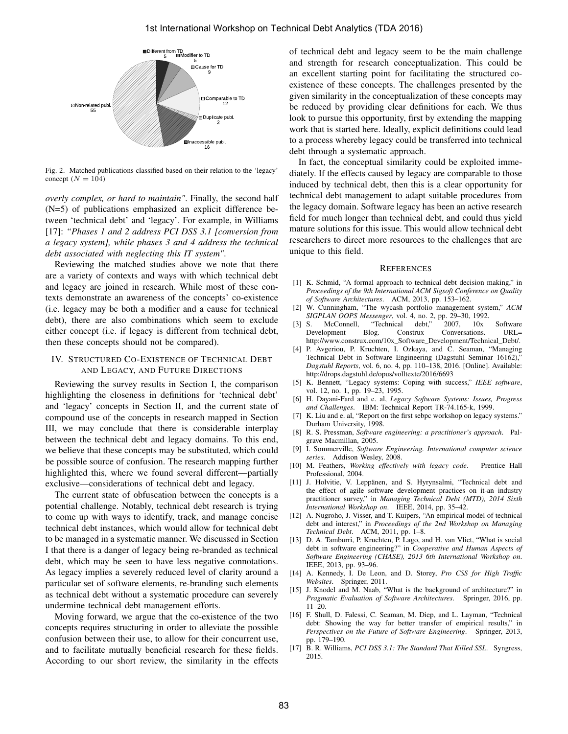Different from TD
5
Modifier to TD
5
Cause for TD
9
Comparable to TD
12
Duplicate publ.
2
Inaccessible publ.
16
Non-related publ.
55

Fig. 2. Matched publications classified based on their relation to the 'legacy' concept ($N = 104$)

*overly complex, or hard to maintain"*. Finally, the second half (N=5) of publications emphasized an explicit difference between 'technical debt' and 'legacy'. For example, in Williams [17]: *"Phases 1 and 2 address PCI DSS 3.1 [conversion from a legacy system], while phases 3 and 4 address the technical debt associated with neglecting this IT system"*.

Reviewing the matched studies above we note that there are a variety of contexts and ways with which technical debt and legacy are joined in research. While most of these contexts demonstrate an awareness of the concepts' co-existence (i.e. legacy may be both a modifier and a cause for technical debt), there are also combinations which seem to exclude either concept (i.e. if legacy is different from technical debt, then these concepts should not be compared).

## IV. Structured Co-Existence of Technical Debt and Legacy, and Future Directions

Reviewing the survey results in Section I, the comparison highlighting the closeness in definitions for 'technical debt' and 'legacy' concepts in Section II, and the current state of compound use of the concepts in research mapped in Section III, we may conclude that there is considerable interplay between the technical debt and legacy domains. To this end, we believe that these concepts may be substituted, which could be possible source of confusion. The research mapping further highlighted this, where we found several different—partially exclusive—considerations of technical debt and legacy.

The current state of obfuscation between the concepts is a potential challenge. Notably, technical debt research is trying to come up with ways to identify, track, and manage concise technical debt instances, which would allow for technical debt to be managed in a systematic manner. We discussed in Section I that there is a danger of legacy being re-branded as technical debt, which may be seen to have less negative connotations. As legacy implies a severely reduced level of clarity around a particular set of software elements, re-branding such elements as technical debt without a systematic procedure can severely undermine technical debt management efforts.

Moving forward, we argue that the co-existence of the two concepts requires structuring in order to alleviate the possible confusion between their use, to allow for their concurrent use, and to facilitate mutually beneficial research for these fields. According to our short review, the similarity in the effects of technical debt and legacy seem to be the main challenge and strength for research conceptualization. This could be an excellent starting point for facilitating the structured co-existence of these concepts. The challenges presented by the given similarity in the conceptualization of these concepts may be reduced by providing clear definitions for each. We thus look to pursue this opportunity, first by extending the mapping work that is started here. Ideally, explicit definitions could lead to a process whereby legacy could be transferred into technical debt through a systematic approach.

In fact, the conceptual similarity could be exploited immediately. If the effects caused by legacy are comparable to those induced by technical debt, then this is a clear opportunity for technical debt management to adapt suitable procedures from the legacy domain. Software legacy has been an active research field for much longer than technical debt, and could thus yield mature solutions for this issue. This would allow technical debt researchers to direct more resources to the challenges that are unique to this field.

## References

[1] K. Schmid, "A formal approach to technical debt decision making," in *Proceedings of the 9th International ACM Sigsoft Conference on Quality of Software Architectures*. ACM, 2013, pp. 153–162.

[2] W. Cunningham, "The wycash portfolio management system," *ACM SIGPLAN OOPS Messenger*, vol. 4, no. 2, pp. 29–30, 1992.

[3] S. McConnell, "Technical debt," 2007, 10x Software Development Blog. Construx Conversations. URL= http://www.construx.com/10x_Software_Development/Technical_Debt/.

[4] P. Avgeriou, P. Kruchten, I. Ozkaya, and C. Seaman, "Managing Technical Debt in Software Engineering (Dagstuhl Seminar 16162)," *Dagstuhl Reports*, vol. 6, no. 4, pp. 110–138, 2016. [Online]. Available: http://drops.dagstuhl.de/opus/volltexte/2016/6693

[5] K. Bennett, "Legacy systems: Coping with success," *IEEE software*, vol. 12, no. 1, pp. 19–23, 1995.

[6] H. Dayani-Fard and e. al, *Legacy Software Systems: Issues, Progress and Challenges*. IBM: Technical Report TR-74.165-k, 1999.

[7] K. Liu and e. al, "Report on the first sebpc workshop on legacy systems." Durham University, 1998.

[8] R. S. Pressman, *Software engineering: a practitioner's approach*. Palgrave Macmillan, 2005.

[9] I. Sommerville, *Software Engineering. International computer science series*. Addison Wesley, 2008.

[10] M. Feathers, *Working effectively with legacy code*. Prentice Hall Professional, 2004.

[11] J. Holvitie, V. Leppänen, and S. Hyrynsalmi, "Technical debt and the effect of agile software development practices on it-an industry practitioner survey," in *Managing Technical Debt (MTD), 2014 Sixth International Workshop on*. IEEE, 2014, pp. 35–42.

[12] A. Nugroho, J. Visser, and T. Kuipers, "An empirical model of technical debt and interest," in *Proceedings of the 2nd Workshop on Managing Technical Debt*. ACM, 2011, pp. 1–8.

[13] D. A. Tamburri, P. Kruchten, P. Lago, and H. van Vliet, "What is social debt in software engineering?" in *Cooperative and Human Aspects of Software Engineering (CHASE), 2013 6th International Workshop on*. IEEE, 2013, pp. 93–96.

[14] A. Kennedy, I. De Leon, and D. Storey, *Pro CSS for High Traffic Websites*. Springer, 2011.

[15] J. Knodel and M. Naab, "What is the background of architecture?" in *Pragmatic Evaluation of Software Architectures*. Springer, 2016, pp. 11–20.

[16] F. Shull, D. Falessi, C. Seaman, M. Diep, and L. Layman, "Technical debt: Showing the way for better transfer of empirical results," in *Perspectives on the Future of Software Engineering*. Springer, 2013, pp. 179–190.

[17] B. R. Williams, *PCI DSS 3.1: The Standard That Killed SSL*. Syngress, 2015.